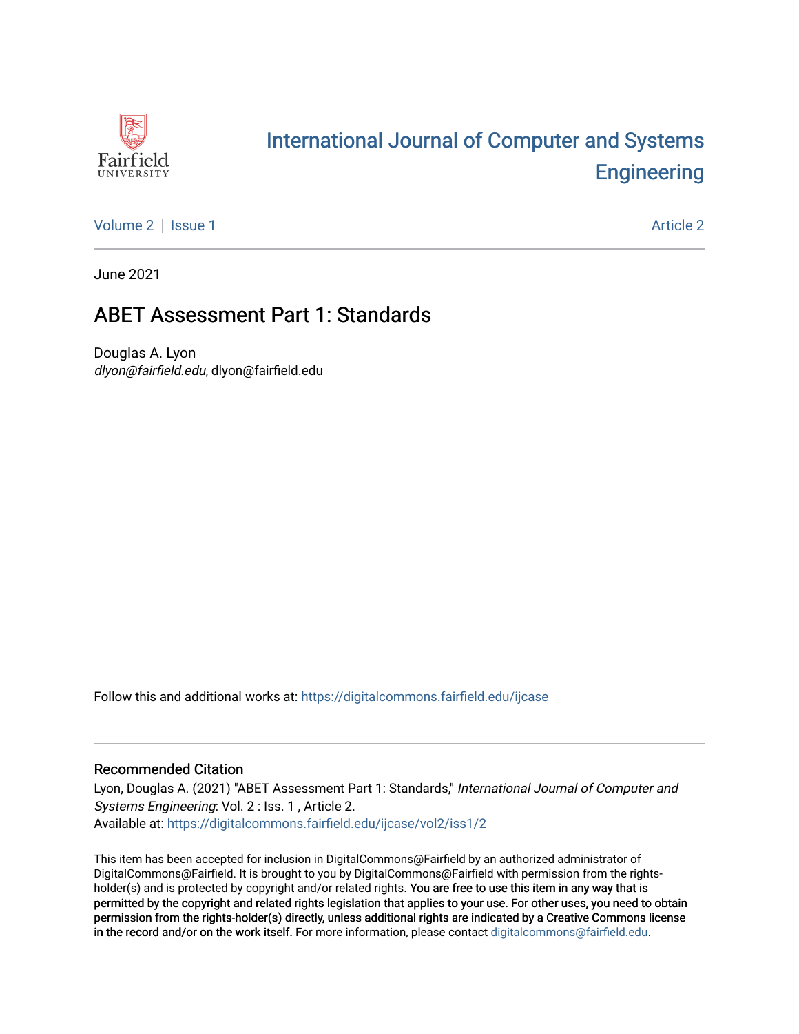# International Journal of Computer and Systems Engineering

Volume 2 | Issue 1 Article 2

June 2021

## ABET Assessment Part 1: Standards

Douglas A. Lyon
*dlyon@fairfield.edu*, dlyon@fairfield.edu

Follow this and additional works at: https://digitalcommons.fairfield.edu/ijcase

### Recommended Citation

Lyon, Douglas A. (2021) "ABET Assessment Part 1: Standards," *International Journal of Computer and Systems Engineering*: Vol. 2 : Iss. 1 , Article 2.
Available at: https://digitalcommons.fairfield.edu/ijcase/vol2/iss1/2

This item has been accepted for inclusion in DigitalCommons@Fairfield by an authorized administrator of DigitalCommons@Fairfield. It is brought to you by DigitalCommons@Fairfield with permission from the rights-holder(s) and is protected by copyright and/or related rights. You are free to use this item in any way that is permitted by the copyright and related rights legislation that applies to your use. For other uses, you need to obtain permission from the rights-holder(s) directly, unless additional rights are indicated by a Creative Commons license in the record and/or on the work itself. For more information, please contact digitalcommons@fairfield.edu.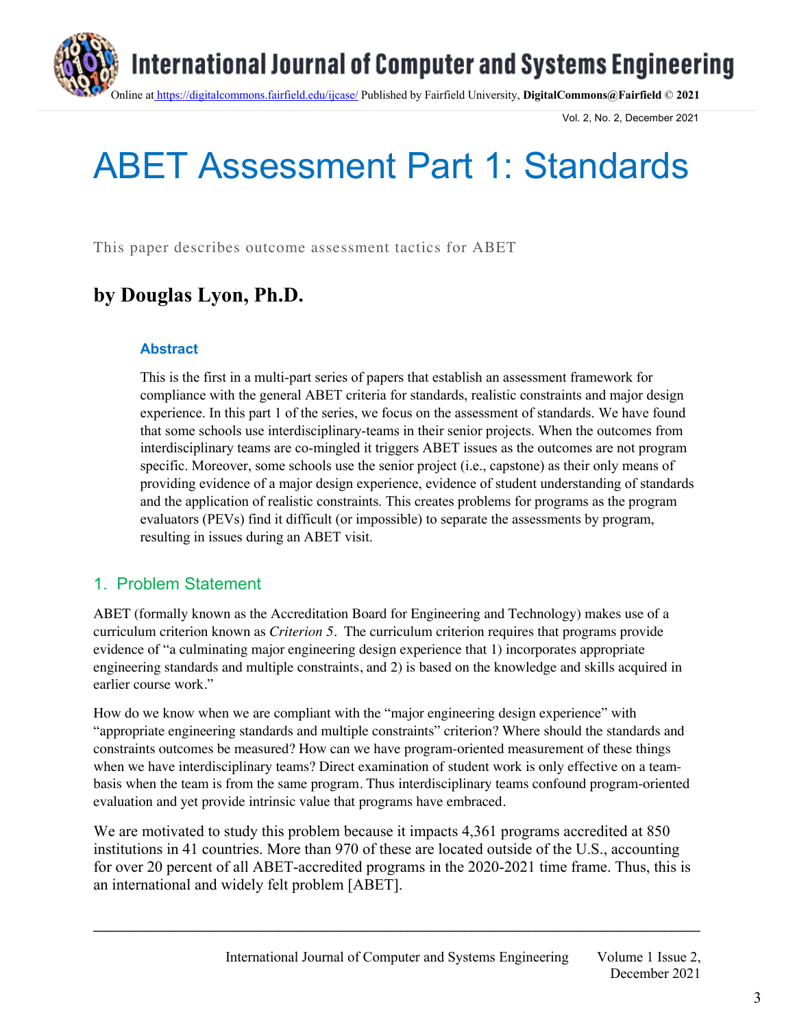# ABET Assessment Part 1: Standards

This paper describes outcome assessment tactics for ABET

## by Douglas Lyon, Ph.D.

### Abstract

This is the first in a multi-part series of papers that establish an assessment framework for compliance with the general ABET criteria for standards, realistic constraints and major design experience. In this part 1 of the series, we focus on the assessment of standards. We have found that some schools use interdisciplinary-teams in their senior projects. When the outcomes from interdisciplinary teams are co-mingled it triggers ABET issues as the outcomes are not program specific. Moreover, some schools use the senior project (i.e., capstone) as their only means of providing evidence of a major design experience, evidence of student understanding of standards and the application of realistic constraints. This creates problems for programs as the program evaluators (PEVs) find it difficult (or impossible) to separate the assessments by program, resulting in issues during an ABET visit.

## 1. Problem Statement

ABET (formally known as the Accreditation Board for Engineering and Technology) makes use of a curriculum criterion known as *Criterion 5*. The curriculum criterion requires that programs provide evidence of "a culminating major engineering design experience that 1) incorporates appropriate engineering standards and multiple constraints, and 2) is based on the knowledge and skills acquired in earlier course work."

How do we know when we are compliant with the "major engineering design experience" with "appropriate engineering standards and multiple constraints" criterion? Where should the standards and constraints outcomes be measured? How can we have program-oriented measurement of these things when we have interdisciplinary teams? Direct examination of student work is only effective on a team-basis when the team is from the same program. Thus interdisciplinary teams confound program-oriented evaluation and yet provide intrinsic value that programs have embraced.

We are motivated to study this problem because it impacts 4,361 programs accredited at 850 institutions in 41 countries. More than 970 of these are located outside of the U.S., accounting for over 20 percent of all ABET-accredited programs in the 2020-2021 time frame. Thus, this is an international and widely felt problem [ABET].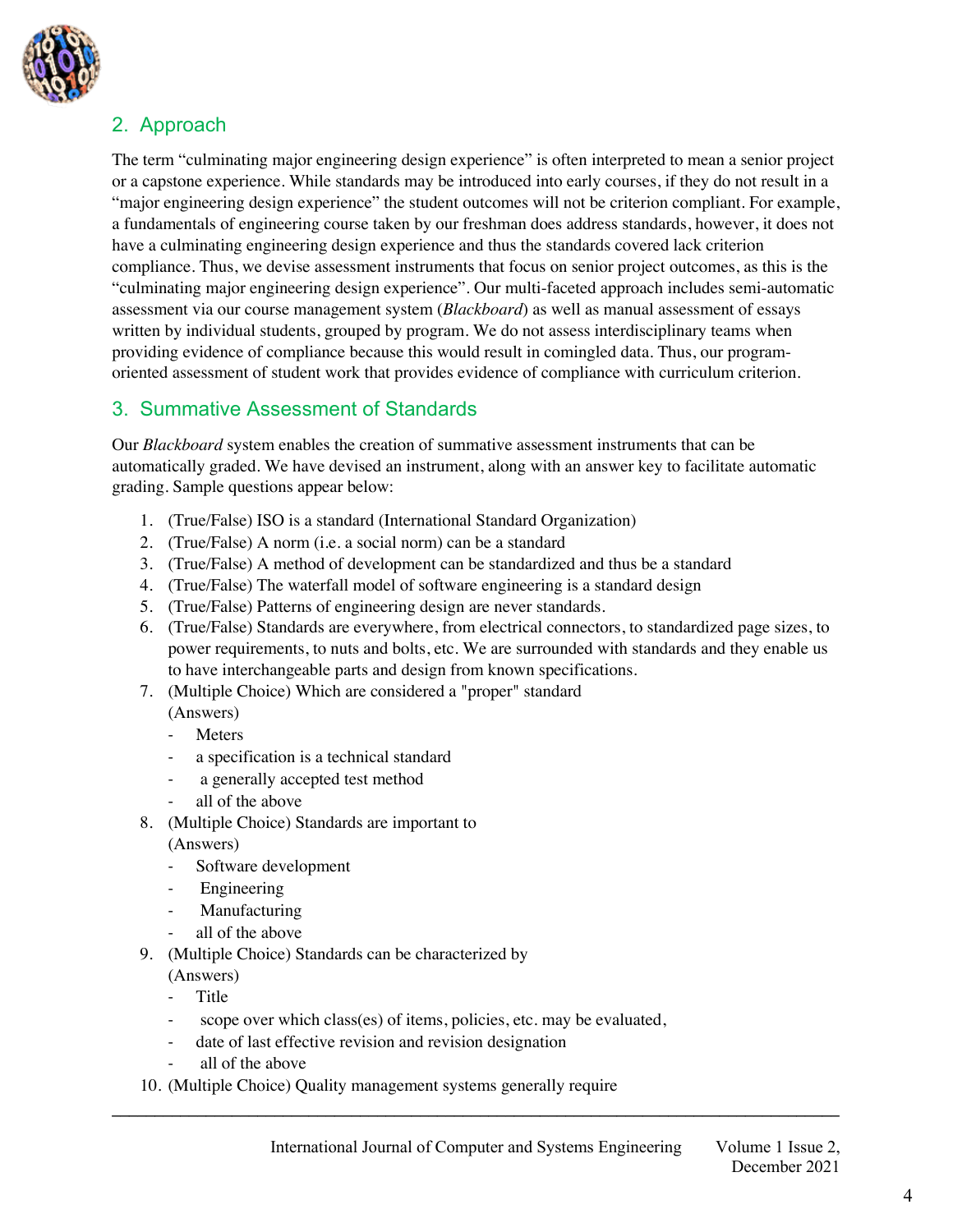## 2. Approach

The term "culminating major engineering design experience" is often interpreted to mean a senior project or a capstone experience. While standards may be introduced into early courses, if they do not result in a "major engineering design experience" the student outcomes will not be criterion compliant. For example, a fundamentals of engineering course taken by our freshman does address standards, however, it does not have a culminating engineering design experience and thus the standards covered lack criterion compliance. Thus, we devise assessment instruments that focus on senior project outcomes, as this is the "culminating major engineering design experience". Our multi-faceted approach includes semi-automatic assessment via our course management system (*Blackboard*) as well as manual assessment of essays written by individual students, grouped by program. We do not assess interdisciplinary teams when providing evidence of compliance because this would result in comingled data. Thus, our program-oriented assessment of student work that provides evidence of compliance with curriculum criterion.

## 3. Summative Assessment of Standards

Our *Blackboard* system enables the creation of summative assessment instruments that can be automatically graded. We have devised an instrument, along with an answer key to facilitate automatic grading. Sample questions appear below:

1. (True/False) ISO is a standard (International Standard Organization)
2. (True/False) A norm (i.e. a social norm) can be a standard
3. (True/False) A method of development can be standardized and thus be a standard
4. (True/False) The waterfall model of software engineering is a standard design
5. (True/False) Patterns of engineering design are never standards.
6. (True/False) Standards are everywhere, from electrical connectors, to standardized page sizes, to power requirements, to nuts and bolts, etc. We are surrounded with standards and they enable us to have interchangeable parts and design from known specifications.
7. (Multiple Choice) Which are considered a "proper" standard
   (Answers)
   - Meters
   - a specification is a technical standard
   - a generally accepted test method
   - all of the above
8. (Multiple Choice) Standards are important to
   (Answers)
   - Software development
   - Engineering
   - Manufacturing
   - all of the above
9. (Multiple Choice) Standards can be characterized by
   (Answers)
   - Title
   - scope over which class(es) of items, policies, etc. may be evaluated,
   - date of last effective revision and revision designation
   - all of the above
10. (Multiple Choice) Quality management systems generally require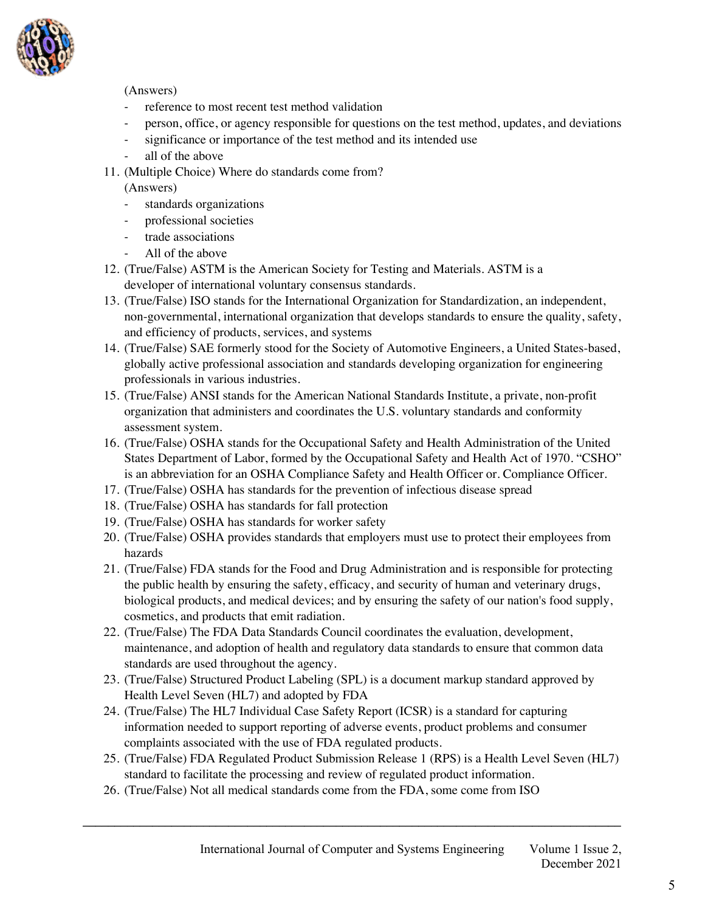(Answers)

- reference to most recent test method validation
- person, office, or agency responsible for questions on the test method, updates, and deviations
- significance or importance of the test method and its intended use
- all of the above

11. (Multiple Choice) Where do standards come from?
    (Answers)
    - standards organizations
    - professional societies
    - trade associations
    - All of the above
12. (True/False) ASTM is the American Society for Testing and Materials. ASTM is a developer of international voluntary consensus standards.
13. (True/False) ISO stands for the International Organization for Standardization, an independent, non-governmental, international organization that develops standards to ensure the quality, safety, and efficiency of products, services, and systems
14. (True/False) SAE formerly stood for the Society of Automotive Engineers, a United States-based, globally active professional association and standards developing organization for engineering professionals in various industries.
15. (True/False) ANSI stands for the American National Standards Institute, a private, non-profit organization that administers and coordinates the U.S. voluntary standards and conformity assessment system.
16. (True/False) OSHA stands for the Occupational Safety and Health Administration of the United States Department of Labor, formed by the Occupational Safety and Health Act of 1970. "CSHO" is an abbreviation for an OSHA Compliance Safety and Health Officer or. Compliance Officer.
17. (True/False) OSHA has standards for the prevention of infectious disease spread
18. (True/False) OSHA has standards for fall protection
19. (True/False) OSHA has standards for worker safety
20. (True/False) OSHA provides standards that employers must use to protect their employees from hazards
21. (True/False) FDA stands for the Food and Drug Administration and is responsible for protecting the public health by ensuring the safety, efficacy, and security of human and veterinary drugs, biological products, and medical devices; and by ensuring the safety of our nation's food supply, cosmetics, and products that emit radiation.
22. (True/False) The FDA Data Standards Council coordinates the evaluation, development, maintenance, and adoption of health and regulatory data standards to ensure that common data standards are used throughout the agency.
23. (True/False) Structured Product Labeling (SPL) is a document markup standard approved by Health Level Seven (HL7) and adopted by FDA
24. (True/False) The HL7 Individual Case Safety Report (ICSR) is a standard for capturing information needed to support reporting of adverse events, product problems and consumer complaints associated with the use of FDA regulated products.
25. (True/False) FDA Regulated Product Submission Release 1 (RPS) is a Health Level Seven (HL7) standard to facilitate the processing and review of regulated product information.
26. (True/False) Not all medical standards come from the FDA, some come from ISO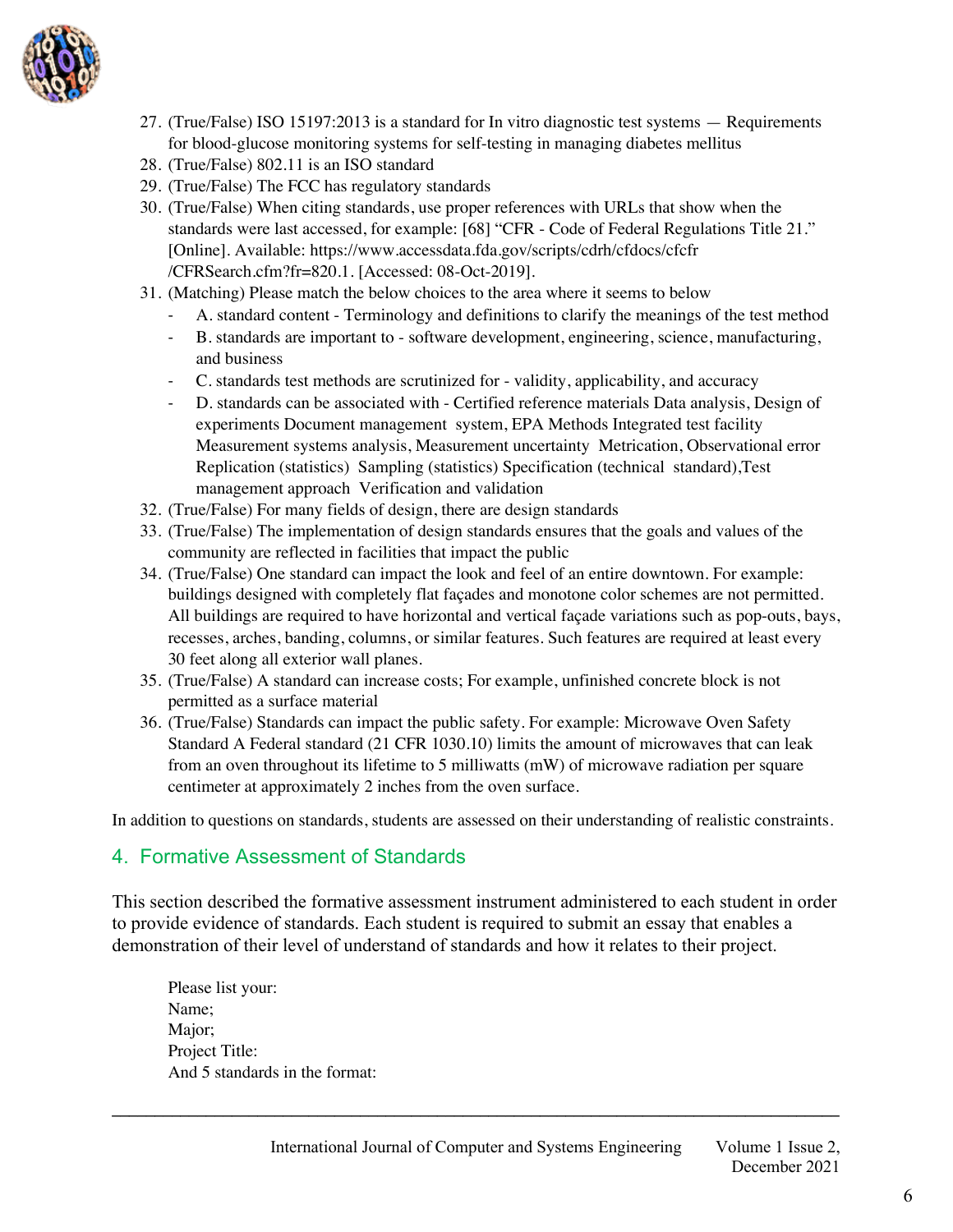27. (True/False) ISO 15197:2013 is a standard for In vitro diagnostic test systems — Requirements for blood-glucose monitoring systems for self-testing in managing diabetes mellitus
28. (True/False) 802.11 is an ISO standard
29. (True/False) The FCC has regulatory standards
30. (True/False) When citing standards, use proper references with URLs that show when the standards were last accessed, for example: [68] "CFR - Code of Federal Regulations Title 21." [Online]. Available: https://www.accessdata.fda.gov/scripts/cdrh/cfdocs/cfcfr /CFRSearch.cfm?fr=820.1. [Accessed: 08-Oct-2019].
31. (Matching) Please match the below choices to the area where it seems to below
    - A. standard content - Terminology and definitions to clarify the meanings of the test method
    - B. standards are important to - software development, engineering, science, manufacturing, and business
    - C. standards test methods are scrutinized for - validity, applicability, and accuracy
    - D. standards can be associated with - Certified reference materials Data analysis, Design of experiments Document management system, EPA Methods Integrated test facility Measurement systems analysis, Measurement uncertainty Metrication, Observational error Replication (statistics) Sampling (statistics) Specification (technical standard),Test management approach Verification and validation
32. (True/False) For many fields of design, there are design standards
33. (True/False) The implementation of design standards ensures that the goals and values of the community are reflected in facilities that impact the public
34. (True/False) One standard can impact the look and feel of an entire downtown. For example: buildings designed with completely flat façades and monotone color schemes are not permitted. All buildings are required to have horizontal and vertical façade variations such as pop-outs, bays, recesses, arches, banding, columns, or similar features. Such features are required at least every 30 feet along all exterior wall planes.
35. (True/False) A standard can increase costs; For example, unfinished concrete block is not permitted as a surface material
36. (True/False) Standards can impact the public safety. For example: Microwave Oven Safety Standard A Federal standard (21 CFR 1030.10) limits the amount of microwaves that can leak from an oven throughout its lifetime to 5 milliwatts (mW) of microwave radiation per square centimeter at approximately 2 inches from the oven surface.

In addition to questions on standards, students are assessed on their understanding of realistic constraints.

## 4. Formative Assessment of Standards

This section described the formative assessment instrument administered to each student in order to provide evidence of standards. Each student is required to submit an essay that enables a demonstration of their level of understand of standards and how it relates to their project.

Please list your:
Name;
Major;
Project Title:
And 5 standards in the format: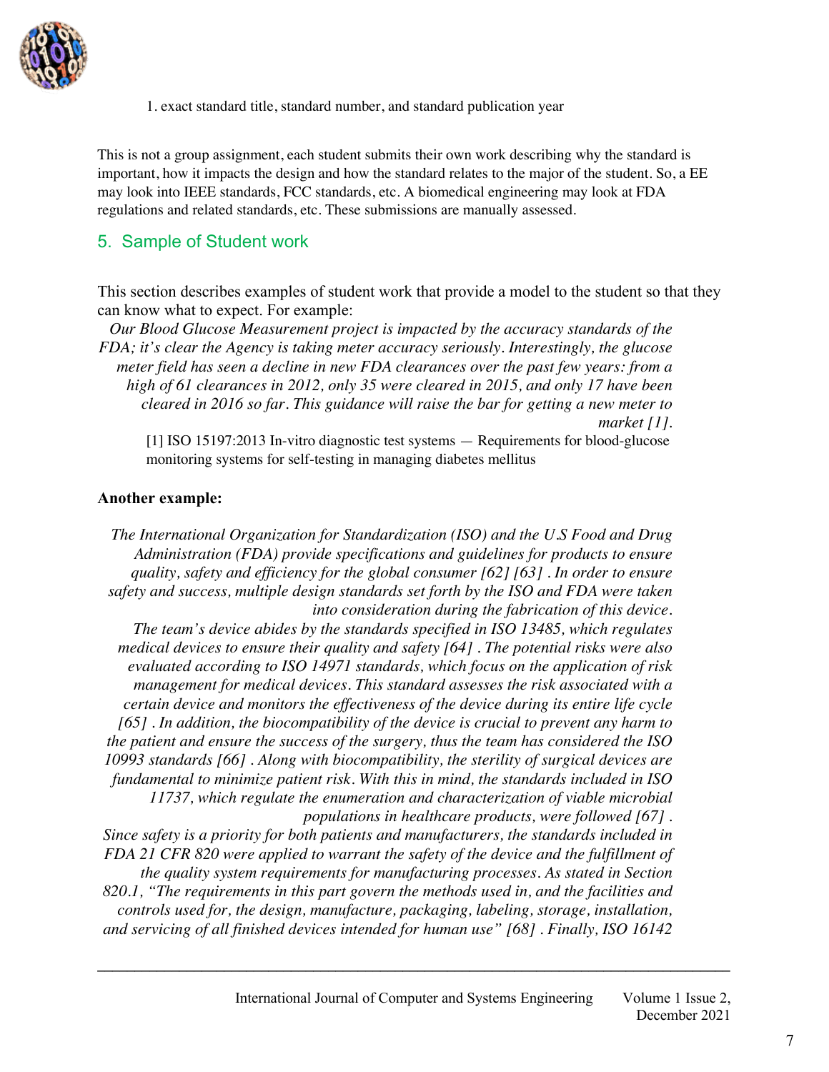1. exact standard title, standard number, and standard publication year

This is not a group assignment, each student submits their own work describing why the standard is important, how it impacts the design and how the standard relates to the major of the student. So, a EE may look into IEEE standards, FCC standards, etc. A biomedical engineering may look at FDA regulations and related standards, etc. These submissions are manually assessed.

## 5. Sample of Student work

This section describes examples of student work that provide a model to the student so that they can know what to expect. For example:

*Our Blood Glucose Measurement project is impacted by the accuracy standards of the FDA; it's clear the Agency is taking meter accuracy seriously. Interestingly, the glucose meter field has seen a decline in new FDA clearances over the past few years: from a high of 61 clearances in 2012, only 35 were cleared in 2015, and only 17 have been cleared in 2016 so far. This guidance will raise the bar for getting a new meter to market [1].*

[1] ISO 15197:2013 In-vitro diagnostic test systems — Requirements for blood-glucose monitoring systems for self-testing in managing diabetes mellitus

**Another example:**

*The International Organization for Standardization (ISO) and the U.S Food and Drug Administration (FDA) provide specifications and guidelines for products to ensure quality, safety and efficiency for the global consumer [62] [63] . In order to ensure safety and success, multiple design standards set forth by the ISO and FDA were taken into consideration during the fabrication of this device.*

*The team's device abides by the standards specified in ISO 13485, which regulates medical devices to ensure their quality and safety [64] . The potential risks were also evaluated according to ISO 14971 standards, which focus on the application of risk management for medical devices. This standard assesses the risk associated with a certain device and monitors the effectiveness of the device during its entire life cycle [65] . In addition, the biocompatibility of the device is crucial to prevent any harm to the patient and ensure the success of the surgery, thus the team has considered the ISO 10993 standards [66] . Along with biocompatibility, the sterility of surgical devices are fundamental to minimize patient risk. With this in mind, the standards included in ISO 11737, which regulate the enumeration and characterization of viable microbial populations in healthcare products, were followed [67] .*

*Since safety is a priority for both patients and manufacturers, the standards included in FDA 21 CFR 820 were applied to warrant the safety of the device and the fulfillment of the quality system requirements for manufacturing processes. As stated in Section 820.1, "The requirements in this part govern the methods used in, and the facilities and controls used for, the design, manufacture, packaging, labeling, storage, installation, and servicing of all finished devices intended for human use" [68] . Finally, ISO 16142*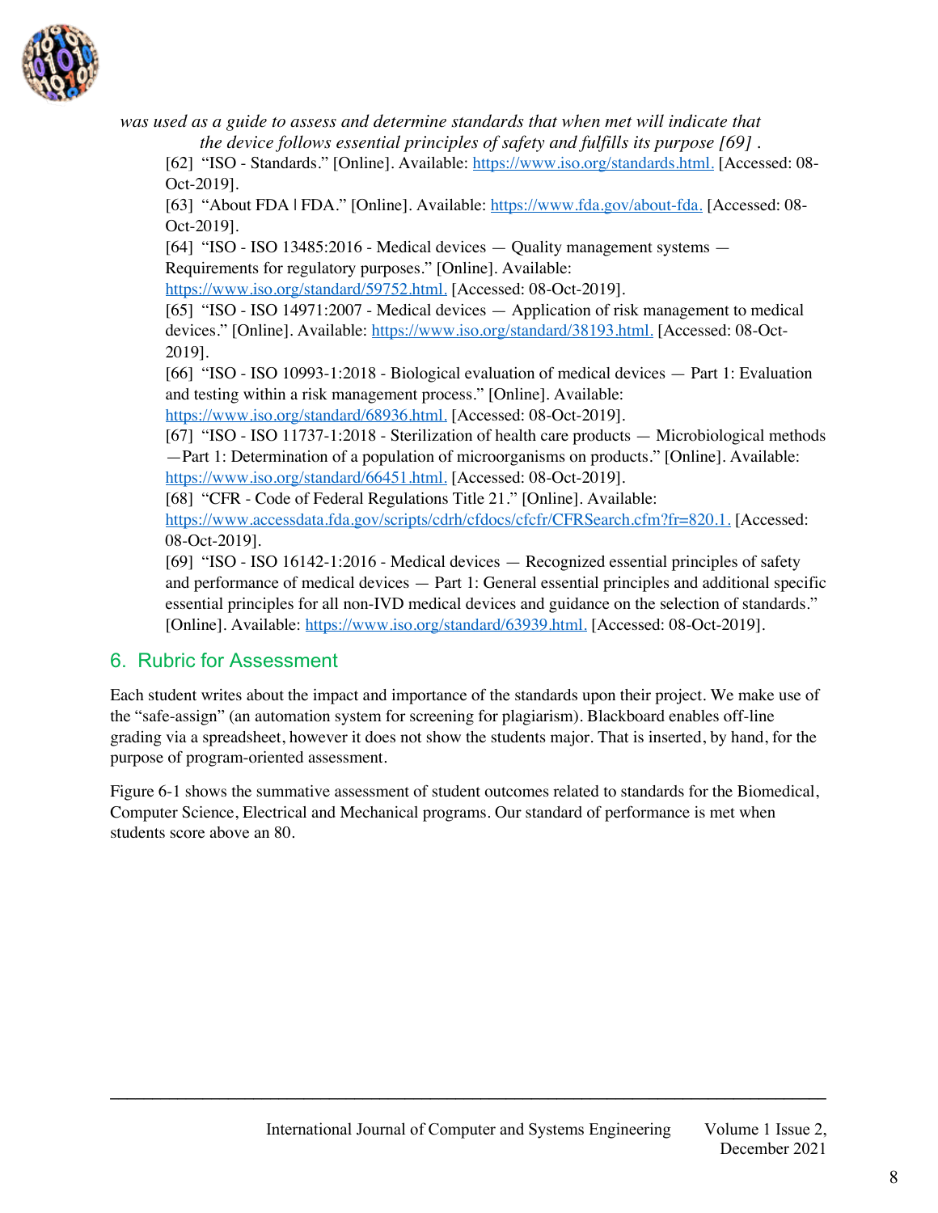*was used as a guide to assess and determine standards that when met will indicate that the device follows essential principles of safety and fulfills its purpose [69]* .

[62] "ISO - Standards." [Online]. Available: https://www.iso.org/standards.html. [Accessed: 08-Oct-2019].

[63] "About FDA | FDA." [Online]. Available: https://www.fda.gov/about-fda. [Accessed: 08-Oct-2019].

[64] "ISO - ISO 13485:2016 - Medical devices — Quality management systems — Requirements for regulatory purposes." [Online]. Available: https://www.iso.org/standard/59752.html. [Accessed: 08-Oct-2019].

[65] "ISO - ISO 14971:2007 - Medical devices — Application of risk management to medical devices." [Online]. Available: https://www.iso.org/standard/38193.html. [Accessed: 08-Oct-2019].

[66] "ISO - ISO 10993-1:2018 - Biological evaluation of medical devices — Part 1: Evaluation and testing within a risk management process." [Online]. Available: https://www.iso.org/standard/68936.html. [Accessed: 08-Oct-2019].

[67] "ISO - ISO 11737-1:2018 - Sterilization of health care products — Microbiological methods —Part 1: Determination of a population of microorganisms on products." [Online]. Available: https://www.iso.org/standard/66451.html. [Accessed: 08-Oct-2019].

[68] "CFR - Code of Federal Regulations Title 21." [Online]. Available: https://www.accessdata.fda.gov/scripts/cdrh/cfdocs/cfcfr/CFRSearch.cfm?fr=820.1. [Accessed: 08-Oct-2019].

[69] "ISO - ISO 16142-1:2016 - Medical devices — Recognized essential principles of safety and performance of medical devices — Part 1: General essential principles and additional specific essential principles for all non-IVD medical devices and guidance on the selection of standards." [Online]. Available: https://www.iso.org/standard/63939.html. [Accessed: 08-Oct-2019].

## 6. Rubric for Assessment

Each student writes about the impact and importance of the standards upon their project. We make use of the "safe-assign" (an automation system for screening for plagiarism). Blackboard enables off-line grading via a spreadsheet, however it does not show the students major. That is inserted, by hand, for the purpose of program-oriented assessment.

Figure 6-1 shows the summative assessment of student outcomes related to standards for the Biomedical, Computer Science, Electrical and Mechanical programs. Our standard of performance is met when students score above an 80.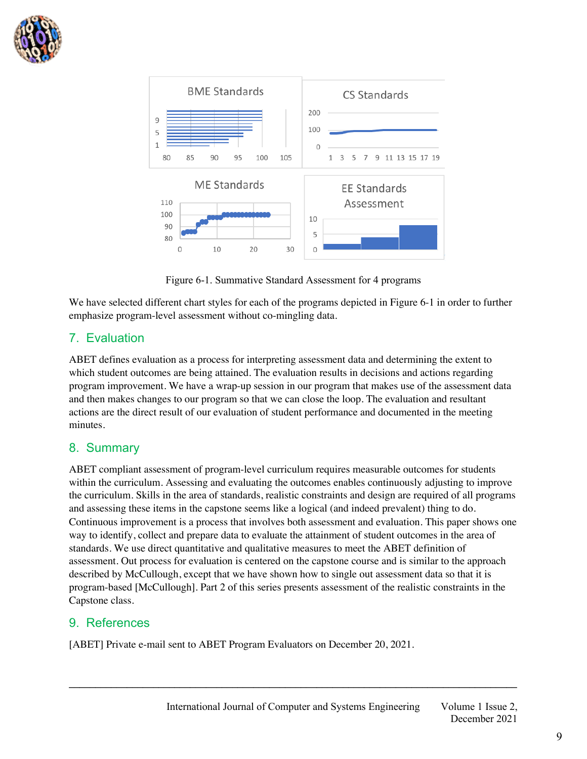Figure 6-1. Summative Standard Assessment for 4 programs

We have selected different chart styles for each of the programs depicted in Figure 6-1 in order to further emphasize program-level assessment without co-mingling data.

## 7. Evaluation

ABET defines evaluation as a process for interpreting assessment data and determining the extent to which student outcomes are being attained. The evaluation results in decisions and actions regarding program improvement. We have a wrap-up session in our program that makes use of the assessment data and then makes changes to our program so that we can close the loop. The evaluation and resultant actions are the direct result of our evaluation of student performance and documented in the meeting minutes.

## 8. Summary

ABET compliant assessment of program-level curriculum requires measurable outcomes for students within the curriculum. Assessing and evaluating the outcomes enables continuously adjusting to improve the curriculum. Skills in the area of standards, realistic constraints and design are required of all programs and assessing these items in the capstone seems like a logical (and indeed prevalent) thing to do. Continuous improvement is a process that involves both assessment and evaluation. This paper shows one way to identify, collect and prepare data to evaluate the attainment of student outcomes in the area of standards. We use direct quantitative and qualitative measures to meet the ABET definition of assessment. Out process for evaluation is centered on the capstone course and is similar to the approach described by McCullough, except that we have shown how to single out assessment data so that it is program-based [McCullough]. Part 2 of this series presents assessment of the realistic constraints in the Capstone class.

## 9. References

[ABET] Private e-mail sent to ABET Program Evaluators on December 20, 2021.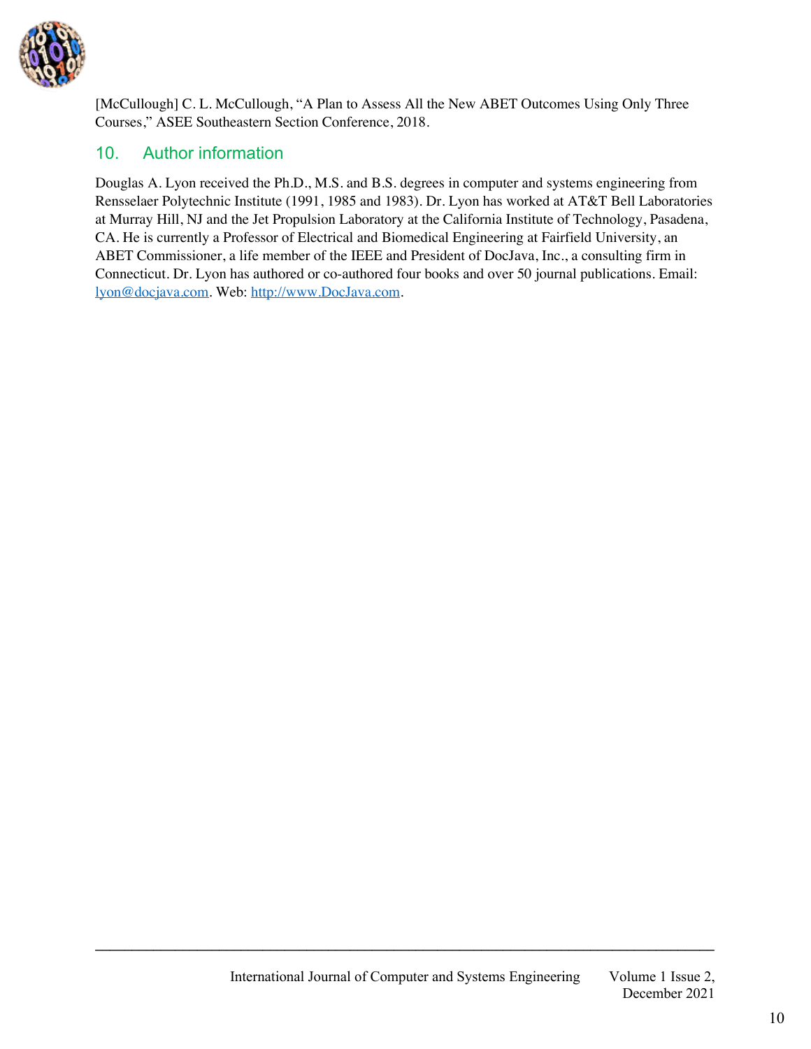[McCullough] C. L. McCullough, "A Plan to Assess All the New ABET Outcomes Using Only Three Courses," ASEE Southeastern Section Conference, 2018.

## 10. Author information

Douglas A. Lyon received the Ph.D., M.S. and B.S. degrees in computer and systems engineering from Rensselaer Polytechnic Institute (1991, 1985 and 1983). Dr. Lyon has worked at AT&T Bell Laboratories at Murray Hill, NJ and the Jet Propulsion Laboratory at the California Institute of Technology, Pasadena, CA. He is currently a Professor of Electrical and Biomedical Engineering at Fairfield University, an ABET Commissioner, a life member of the IEEE and President of DocJava, Inc., a consulting firm in Connecticut. Dr. Lyon has authored or co-authored four books and over 50 journal publications. Email: [lyon@docjava.com](mailto:lyon@docjava.com). Web: [http://www.DocJava.com](http://www.DocJava.com).